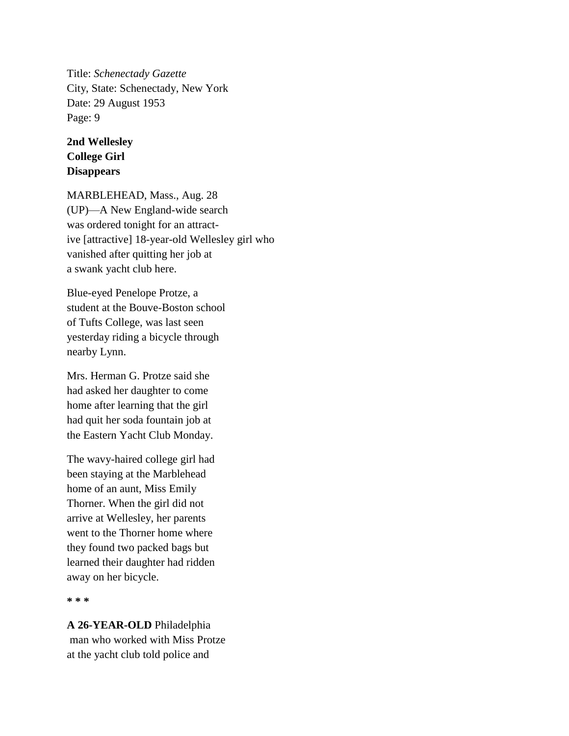Title: *Schenectady Gazette*
City, State: Schenectady, New York
Date: 29 August 1953
Page: 9

**2nd Wellesley College Girl Disappears**

MARBLEHEAD, Mass., Aug. 28 (UP)—A New England-wide search was ordered tonight for an attractive [attractive] 18-year-old Wellesley girl who vanished after quitting her job at a swank yacht club here.

Blue-eyed Penelope Protze, a student at the Bouve-Boston school of Tufts College, was last seen yesterday riding a bicycle through nearby Lynn.

Mrs. Herman G. Protze said she had asked her daughter to come home after learning that the girl had quit her soda fountain job at the Eastern Yacht Club Monday.

The wavy-haired college girl had been staying at the Marblehead home of an aunt, Miss Emily Thorner. When the girl did not arrive at Wellesley, her parents went to the Thorner home where they found two packed bags but learned their daughter had ridden away on her bicycle.

\* \* \*

**A 26-YEAR-OLD** Philadelphia man who worked with Miss Protze at the yacht club told police and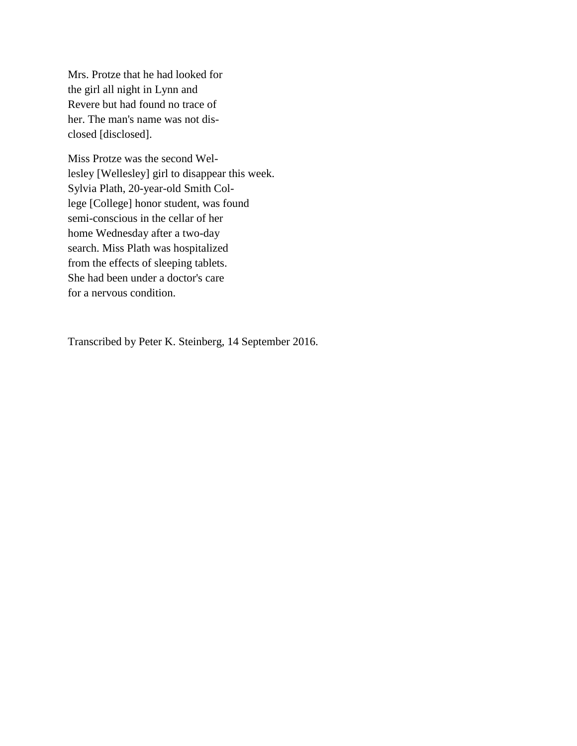Mrs. Protze that he had looked for
the girl all night in Lynn and
Revere but had found no trace of
her. The man's name was not dis-
closed [disclosed].

Miss Protze was the second Wel-
lesley [Wellesley] girl to disappear this week.
Sylvia Plath, 20-year-old Smith Col-
lege [College] honor student, was found
semi-conscious in the cellar of her
home Wednesday after a two-day
search. Miss Plath was hospitalized
from the effects of sleeping tablets.
She had been under a doctor's care
for a nervous condition.

Transcribed by Peter K. Steinberg, 14 September 2016.